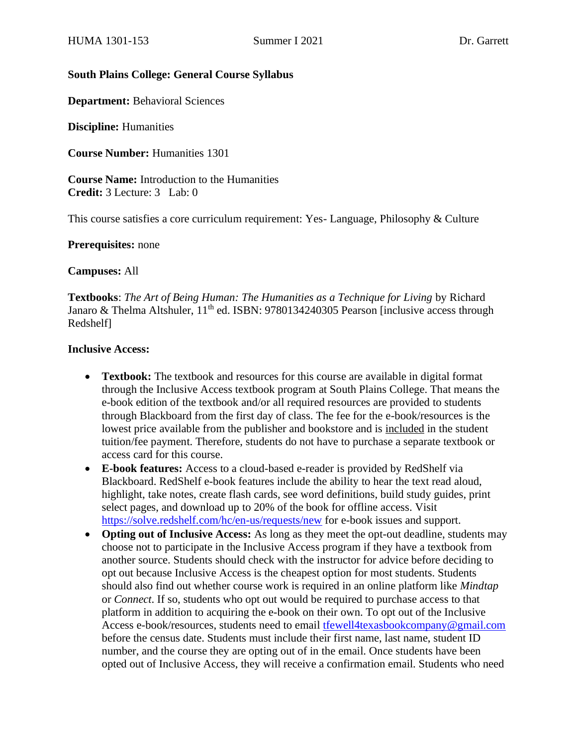HUMA 1301-153 Summer I 2021 Dr. Garrett

**South Plains College: General Course Syllabus**

**Department:** Behavioral Sciences

**Discipline:** Humanities

**Course Number:** Humanities 1301

**Course Name:** Introduction to the Humanities
**Credit:** 3 Lecture: 3 Lab: 0

This course satisfies a core curriculum requirement: Yes- Language, Philosophy & Culture

**Prerequisites:** none

**Campuses:** All

**Textbooks**: *The Art of Being Human: The Humanities as a Technique for Living* by Richard Janaro & Thelma Altshuler, 11th ed. ISBN: 9780134240305 Pearson [inclusive access through Redshelf]

**Inclusive Access:**

- **Textbook:** The textbook and resources for this course are available in digital format through the Inclusive Access textbook program at South Plains College. That means the e-book edition of the textbook and/or all required resources are provided to students through Blackboard from the first day of class. The fee for the e-book/resources is the lowest price available from the publisher and bookstore and is included in the student tuition/fee payment. Therefore, students do not have to purchase a separate textbook or access card for this course.
- **E-book features:** Access to a cloud-based e-reader is provided by RedShelf via Blackboard. RedShelf e-book features include the ability to hear the text read aloud, highlight, take notes, create flash cards, see word definitions, build study guides, print select pages, and download up to 20% of the book for offline access. Visit https://solve.redshelf.com/hc/en-us/requests/new for e-book issues and support.
- **Opting out of Inclusive Access:** As long as they meet the opt-out deadline, students may choose not to participate in the Inclusive Access program if they have a textbook from another source. Students should check with the instructor for advice before deciding to opt out because Inclusive Access is the cheapest option for most students. Students should also find out whether course work is required in an online platform like *Mindtap* or *Connect*. If so, students who opt out would be required to purchase access to that platform in addition to acquiring the e-book on their own. To opt out of the Inclusive Access e-book/resources, students need to email tfewell4texasbookcompany@gmail.com before the census date. Students must include their first name, last name, student ID number, and the course they are opting out of in the email. Once students have been opted out of Inclusive Access, they will receive a confirmation email. Students who need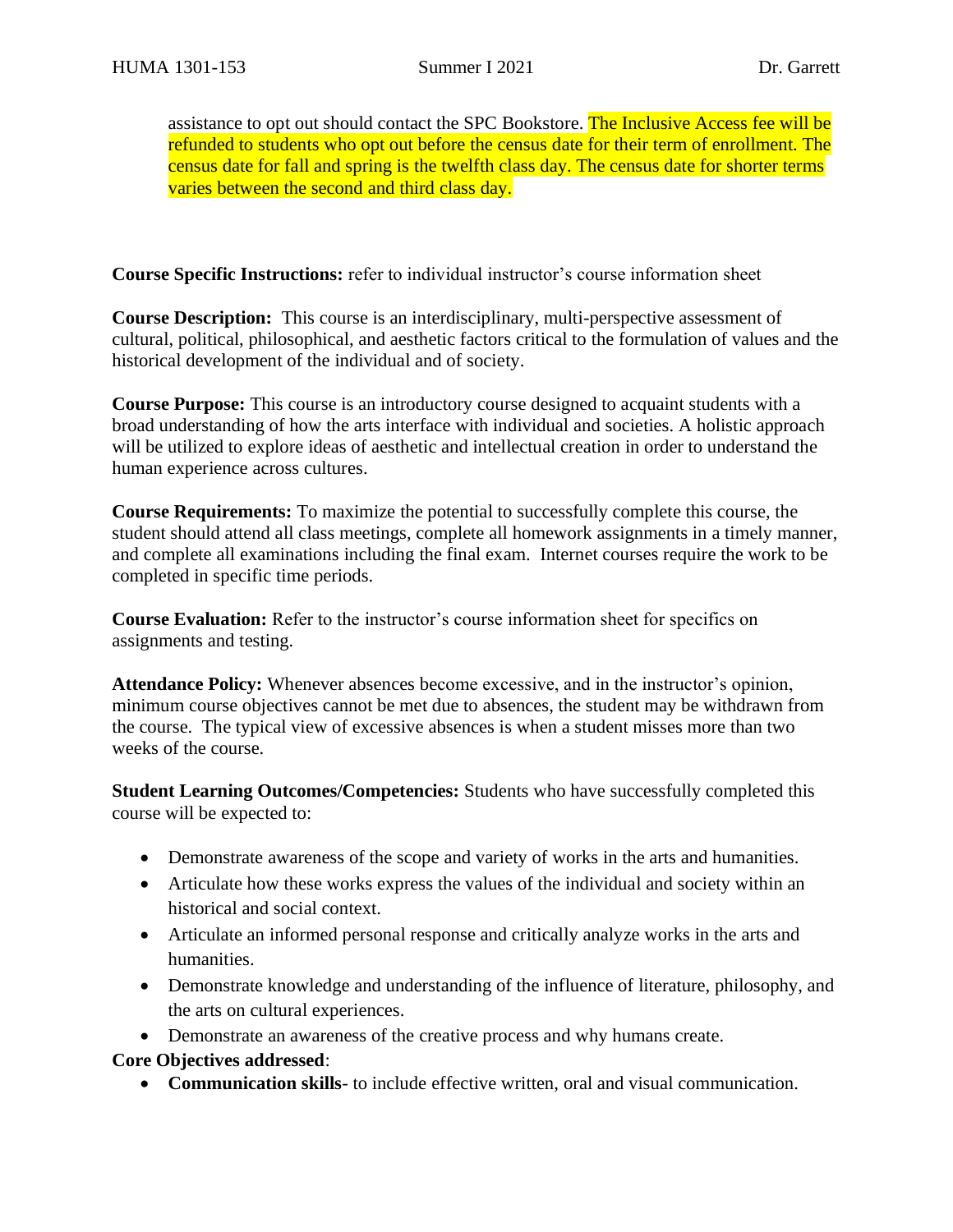assistance to opt out should contact the SPC Bookstore. The Inclusive Access fee will be refunded to students who opt out before the census date for their term of enrollment. The census date for fall and spring is the twelfth class day. The census date for shorter terms varies between the second and third class day.

**Course Specific Instructions:** refer to individual instructor's course information sheet

**Course Description:** This course is an interdisciplinary, multi-perspective assessment of cultural, political, philosophical, and aesthetic factors critical to the formulation of values and the historical development of the individual and of society.

**Course Purpose:** This course is an introductory course designed to acquaint students with a broad understanding of how the arts interface with individual and societies. A holistic approach will be utilized to explore ideas of aesthetic and intellectual creation in order to understand the human experience across cultures.

**Course Requirements:** To maximize the potential to successfully complete this course, the student should attend all class meetings, complete all homework assignments in a timely manner, and complete all examinations including the final exam. Internet courses require the work to be completed in specific time periods.

**Course Evaluation:** Refer to the instructor's course information sheet for specifics on assignments and testing.

**Attendance Policy:** Whenever absences become excessive, and in the instructor's opinion, minimum course objectives cannot be met due to absences, the student may be withdrawn from the course. The typical view of excessive absences is when a student misses more than two weeks of the course.

**Student Learning Outcomes/Competencies:** Students who have successfully completed this course will be expected to:

- Demonstrate awareness of the scope and variety of works in the arts and humanities.
- Articulate how these works express the values of the individual and society within an historical and social context.
- Articulate an informed personal response and critically analyze works in the arts and humanities.
- Demonstrate knowledge and understanding of the influence of literature, philosophy, and the arts on cultural experiences.
- Demonstrate an awareness of the creative process and why humans create.

**Core Objectives addressed**:

- **Communication skills**- to include effective written, oral and visual communication.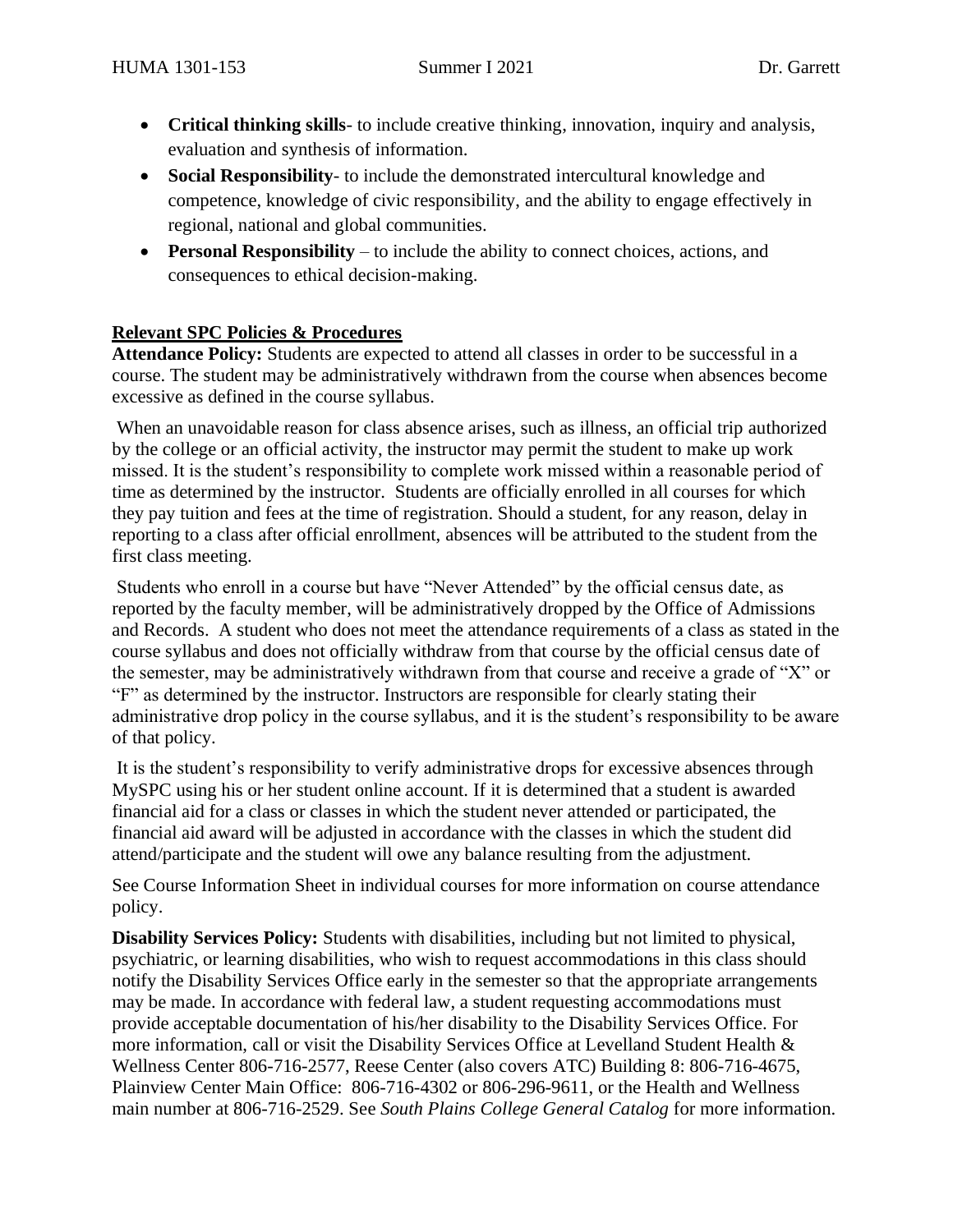- **Critical thinking skills**- to include creative thinking, innovation, inquiry and analysis, evaluation and synthesis of information.
- **Social Responsibility**- to include the demonstrated intercultural knowledge and competence, knowledge of civic responsibility, and the ability to engage effectively in regional, national and global communities.
- **Personal Responsibility** – to include the ability to connect choices, actions, and consequences to ethical decision-making.

## Relevant SPC Policies & Procedures

**Attendance Policy:** Students are expected to attend all classes in order to be successful in a course. The student may be administratively withdrawn from the course when absences become excessive as defined in the course syllabus.

When an unavoidable reason for class absence arises, such as illness, an official trip authorized by the college or an official activity, the instructor may permit the student to make up work missed. It is the student's responsibility to complete work missed within a reasonable period of time as determined by the instructor. Students are officially enrolled in all courses for which they pay tuition and fees at the time of registration. Should a student, for any reason, delay in reporting to a class after official enrollment, absences will be attributed to the student from the first class meeting.

Students who enroll in a course but have "Never Attended" by the official census date, as reported by the faculty member, will be administratively dropped by the Office of Admissions and Records. A student who does not meet the attendance requirements of a class as stated in the course syllabus and does not officially withdraw from that course by the official census date of the semester, may be administratively withdrawn from that course and receive a grade of "X" or "F" as determined by the instructor. Instructors are responsible for clearly stating their administrative drop policy in the course syllabus, and it is the student's responsibility to be aware of that policy.

It is the student's responsibility to verify administrative drops for excessive absences through MySPC using his or her student online account. If it is determined that a student is awarded financial aid for a class or classes in which the student never attended or participated, the financial aid award will be adjusted in accordance with the classes in which the student did attend/participate and the student will owe any balance resulting from the adjustment.

See Course Information Sheet in individual courses for more information on course attendance policy.

**Disability Services Policy:** Students with disabilities, including but not limited to physical, psychiatric, or learning disabilities, who wish to request accommodations in this class should notify the Disability Services Office early in the semester so that the appropriate arrangements may be made. In accordance with federal law, a student requesting accommodations must provide acceptable documentation of his/her disability to the Disability Services Office. For more information, call or visit the Disability Services Office at Levelland Student Health & Wellness Center 806-716-2577, Reese Center (also covers ATC) Building 8: 806-716-4675, Plainview Center Main Office: 806-716-4302 or 806-296-9611, or the Health and Wellness main number at 806-716-2529. See *South Plains College General Catalog* for more information.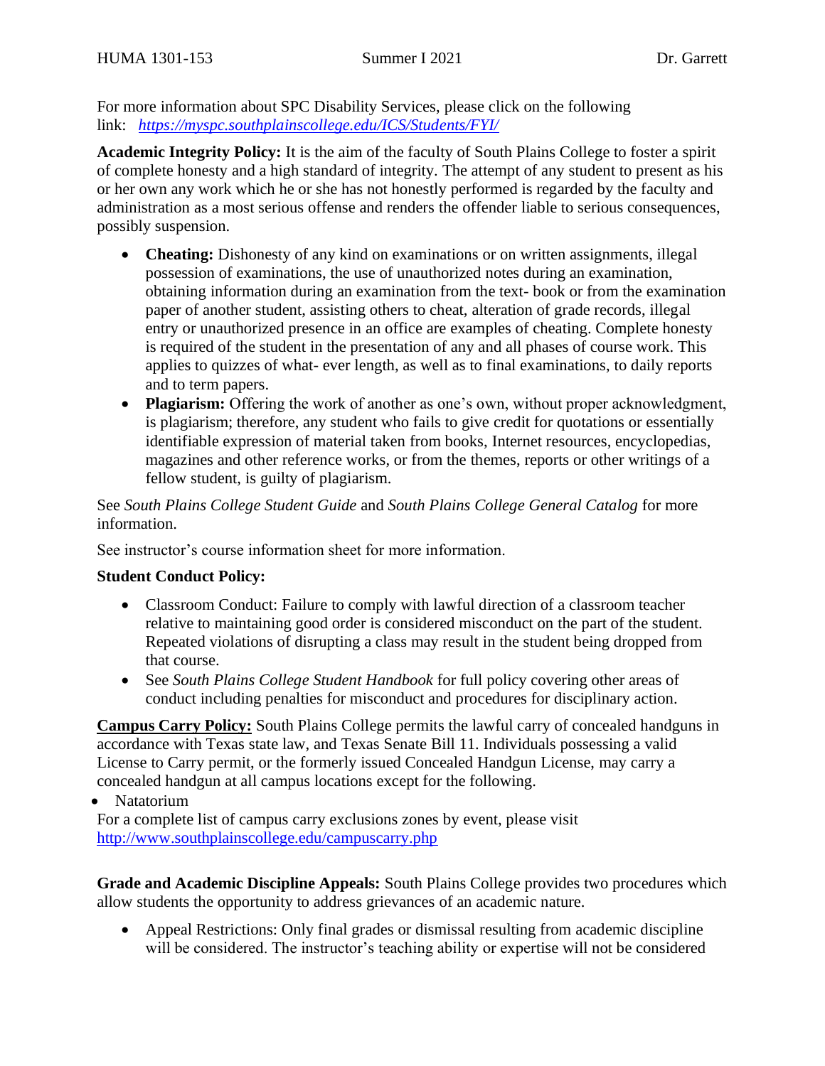For more information about SPC Disability Services, please click on the following link: *https://myspc.southplainscollege.edu/ICS/Students/FYI/*

**Academic Integrity Policy:** It is the aim of the faculty of South Plains College to foster a spirit of complete honesty and a high standard of integrity. The attempt of any student to present as his or her own any work which he or she has not honestly performed is regarded by the faculty and administration as a most serious offense and renders the offender liable to serious consequences, possibly suspension.

- **Cheating:** Dishonesty of any kind on examinations or on written assignments, illegal possession of examinations, the use of unauthorized notes during an examination, obtaining information during an examination from the text- book or from the examination paper of another student, assisting others to cheat, alteration of grade records, illegal entry or unauthorized presence in an office are examples of cheating. Complete honesty is required of the student in the presentation of any and all phases of course work. This applies to quizzes of what- ever length, as well as to final examinations, to daily reports and to term papers.
- **Plagiarism:** Offering the work of another as one's own, without proper acknowledgment, is plagiarism; therefore, any student who fails to give credit for quotations or essentially identifiable expression of material taken from books, Internet resources, encyclopedias, magazines and other reference works, or from the themes, reports or other writings of a fellow student, is guilty of plagiarism.

See *South Plains College Student Guide* and *South Plains College General Catalog* for more information.

See instructor's course information sheet for more information.

**Student Conduct Policy:**

- Classroom Conduct: Failure to comply with lawful direction of a classroom teacher relative to maintaining good order is considered misconduct on the part of the student. Repeated violations of disrupting a class may result in the student being dropped from that course.
- See *South Plains College Student Handbook* for full policy covering other areas of conduct including penalties for misconduct and procedures for disciplinary action.

**Campus Carry Policy:** South Plains College permits the lawful carry of concealed handguns in accordance with Texas state law, and Texas Senate Bill 11. Individuals possessing a valid License to Carry permit, or the formerly issued Concealed Handgun License, may carry a concealed handgun at all campus locations except for the following.

- Natatorium

For a complete list of campus carry exclusions zones by event, please visit http://www.southplainscollege.edu/campuscarry.php

**Grade and Academic Discipline Appeals:** South Plains College provides two procedures which allow students the opportunity to address grievances of an academic nature.

- Appeal Restrictions: Only final grades or dismissal resulting from academic discipline will be considered. The instructor's teaching ability or expertise will not be considered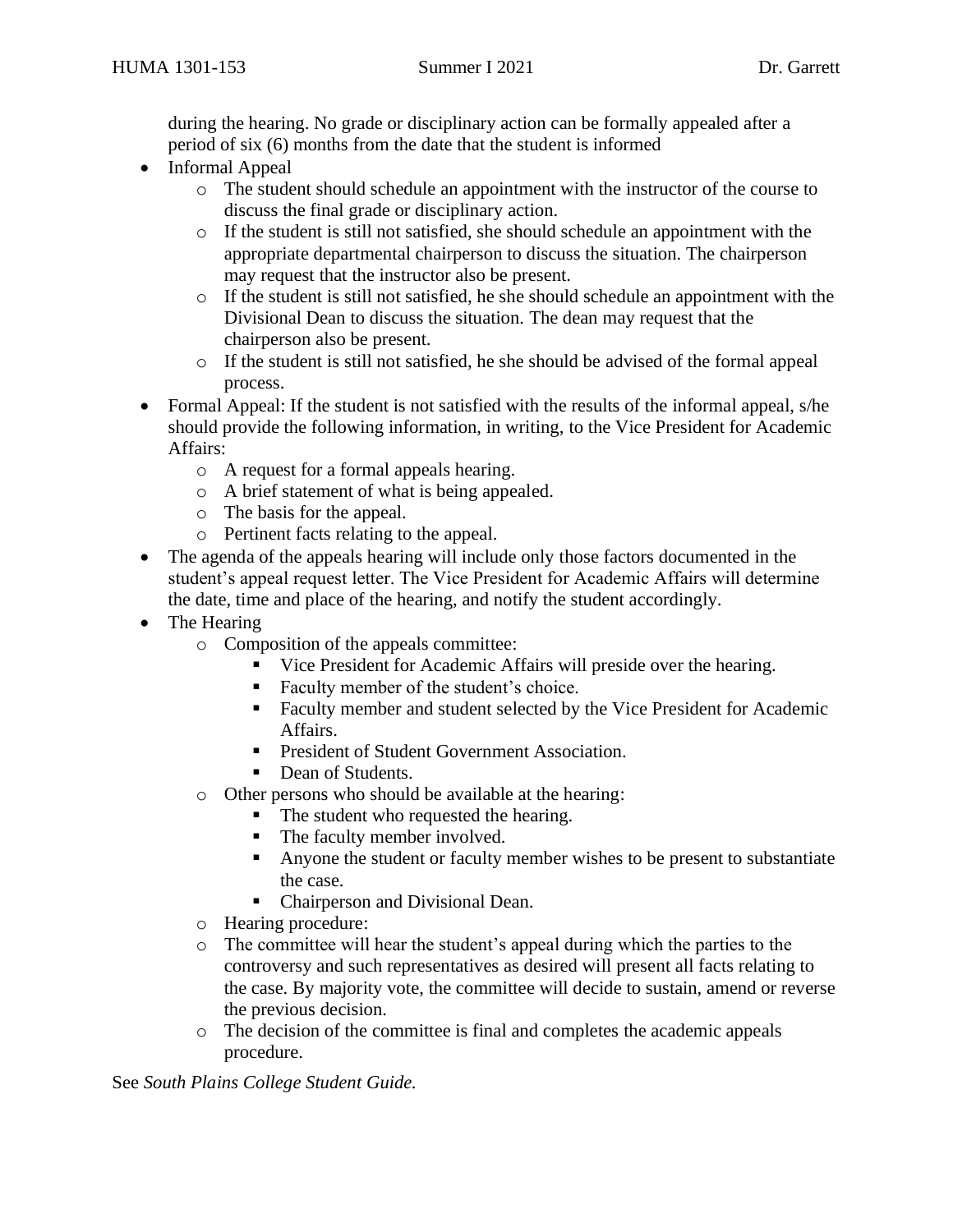during the hearing. No grade or disciplinary action can be formally appealed after a period of six (6) months from the date that the student is informed

- Informal Appeal
    - The student should schedule an appointment with the instructor of the course to discuss the final grade or disciplinary action.
    - If the student is still not satisfied, she should schedule an appointment with the appropriate departmental chairperson to discuss the situation. The chairperson may request that the instructor also be present.
    - If the student is still not satisfied, he she should schedule an appointment with the Divisional Dean to discuss the situation. The dean may request that the chairperson also be present.
    - If the student is still not satisfied, he she should be advised of the formal appeal process.
- Formal Appeal: If the student is not satisfied with the results of the informal appeal, s/he should provide the following information, in writing, to the Vice President for Academic Affairs:
    - A request for a formal appeals hearing.
    - A brief statement of what is being appealed.
    - The basis for the appeal.
    - Pertinent facts relating to the appeal.
- The agenda of the appeals hearing will include only those factors documented in the student's appeal request letter. The Vice President for Academic Affairs will determine the date, time and place of the hearing, and notify the student accordingly.
- The Hearing
    - Composition of the appeals committee:
        - Vice President for Academic Affairs will preside over the hearing.
        - Faculty member of the student's choice.
        - Faculty member and student selected by the Vice President for Academic Affairs.
        - President of Student Government Association.
        - Dean of Students.
    - Other persons who should be available at the hearing:
        - The student who requested the hearing.
        - The faculty member involved.
        - Anyone the student or faculty member wishes to be present to substantiate the case.
        - Chairperson and Divisional Dean.
    - Hearing procedure:
    - The committee will hear the student's appeal during which the parties to the controversy and such representatives as desired will present all facts relating to the case. By majority vote, the committee will decide to sustain, amend or reverse the previous decision.
    - The decision of the committee is final and completes the academic appeals procedure.

See *South Plains College Student Guide.*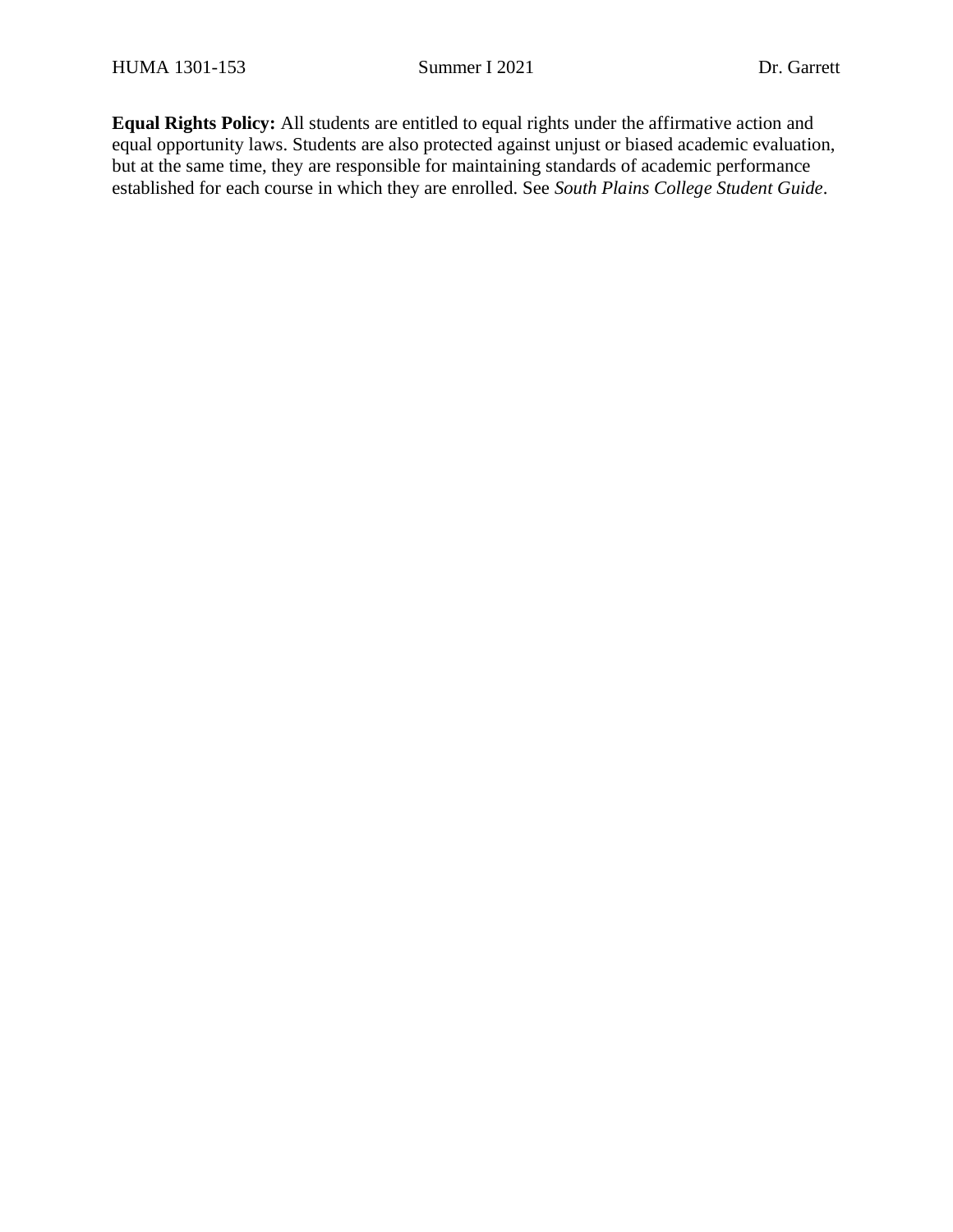**Equal Rights Policy:** All students are entitled to equal rights under the affirmative action and equal opportunity laws. Students are also protected against unjust or biased academic evaluation, but at the same time, they are responsible for maintaining standards of academic performance established for each course in which they are enrolled. See *South Plains College Student Guide*.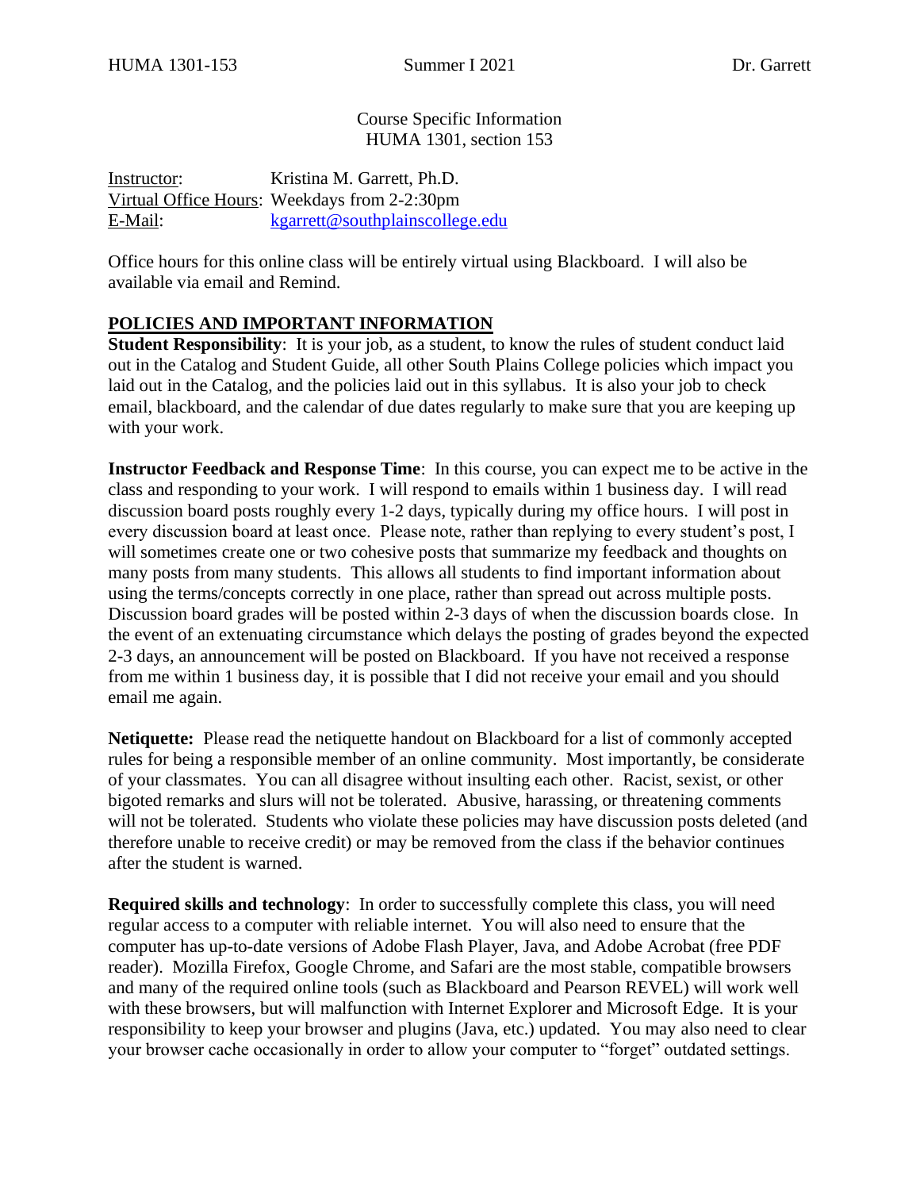Course Specific Information
HUMA 1301, section 153

Instructor: Kristina M. Garrett, Ph.D.
Virtual Office Hours: Weekdays from 2-2:30pm
E-Mail: kgarrett@southplainscollege.edu

Office hours for this online class will be entirely virtual using Blackboard. I will also be available via email and Remind.

## POLICIES AND IMPORTANT INFORMATION

**Student Responsibility**: It is your job, as a student, to know the rules of student conduct laid out in the Catalog and Student Guide, all other South Plains College policies which impact you laid out in the Catalog, and the policies laid out in this syllabus. It is also your job to check email, blackboard, and the calendar of due dates regularly to make sure that you are keeping up with your work.

**Instructor Feedback and Response Time**: In this course, you can expect me to be active in the class and responding to your work. I will respond to emails within 1 business day. I will read discussion board posts roughly every 1-2 days, typically during my office hours. I will post in every discussion board at least once. Please note, rather than replying to every student's post, I will sometimes create one or two cohesive posts that summarize my feedback and thoughts on many posts from many students. This allows all students to find important information about using the terms/concepts correctly in one place, rather than spread out across multiple posts. Discussion board grades will be posted within 2-3 days of when the discussion boards close. In the event of an extenuating circumstance which delays the posting of grades beyond the expected 2-3 days, an announcement will be posted on Blackboard. If you have not received a response from me within 1 business day, it is possible that I did not receive your email and you should email me again.

**Netiquette:** Please read the netiquette handout on Blackboard for a list of commonly accepted rules for being a responsible member of an online community. Most importantly, be considerate of your classmates. You can all disagree without insulting each other. Racist, sexist, or other bigoted remarks and slurs will not be tolerated. Abusive, harassing, or threatening comments will not be tolerated. Students who violate these policies may have discussion posts deleted (and therefore unable to receive credit) or may be removed from the class if the behavior continues after the student is warned.

**Required skills and technology**: In order to successfully complete this class, you will need regular access to a computer with reliable internet. You will also need to ensure that the computer has up-to-date versions of Adobe Flash Player, Java, and Adobe Acrobat (free PDF reader). Mozilla Firefox, Google Chrome, and Safari are the most stable, compatible browsers and many of the required online tools (such as Blackboard and Pearson REVEL) will work well with these browsers, but will malfunction with Internet Explorer and Microsoft Edge. It is your responsibility to keep your browser and plugins (Java, etc.) updated. You may also need to clear your browser cache occasionally in order to allow your computer to "forget" outdated settings.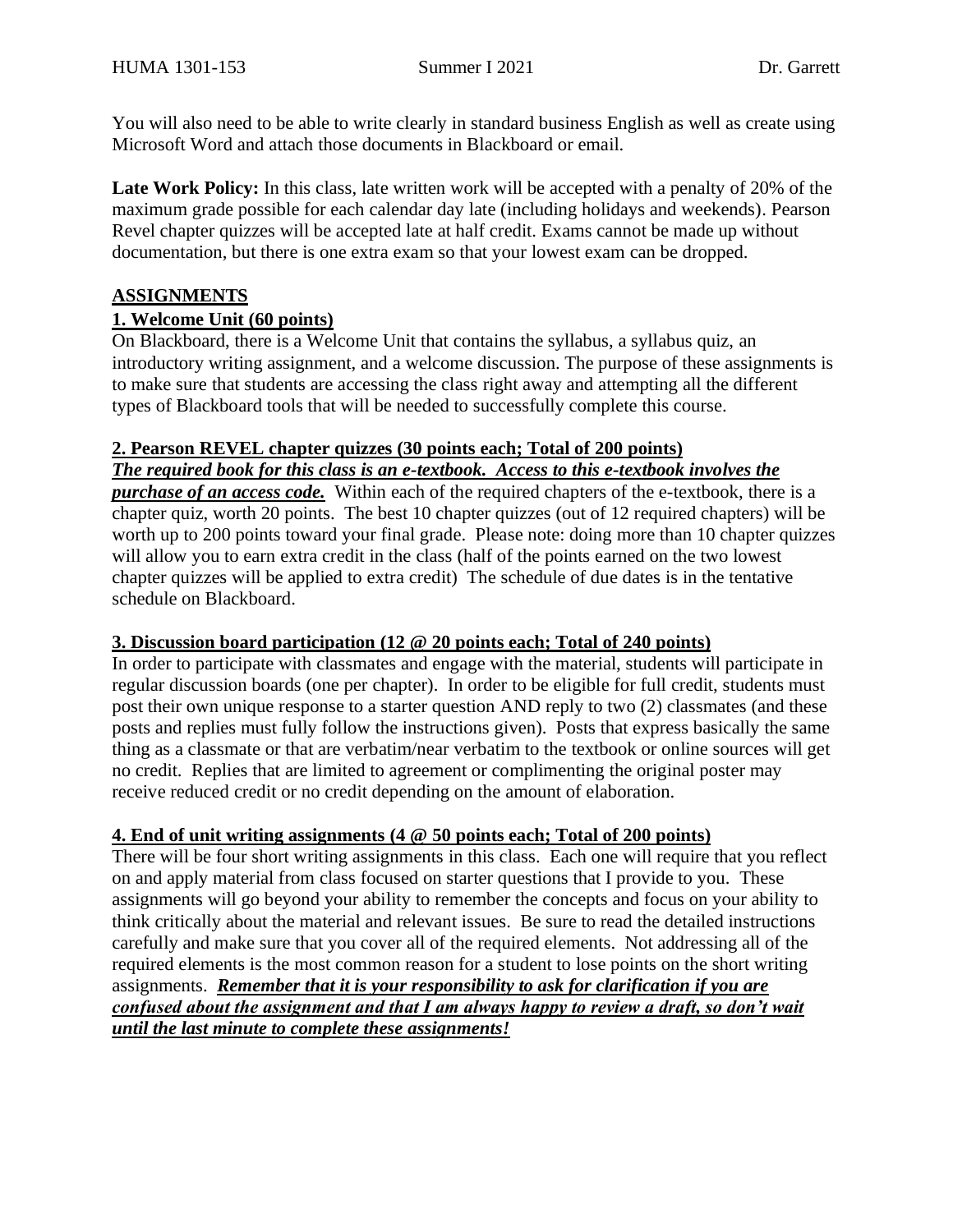You will also need to be able to write clearly in standard business English as well as create using Microsoft Word and attach those documents in Blackboard or email.

**Late Work Policy:** In this class, late written work will be accepted with a penalty of 20% of the maximum grade possible for each calendar day late (including holidays and weekends). Pearson Revel chapter quizzes will be accepted late at half credit. Exams cannot be made up without documentation, but there is one extra exam so that your lowest exam can be dropped.

## ASSIGNMENTS

### 1. Welcome Unit (60 points)

On Blackboard, there is a Welcome Unit that contains the syllabus, a syllabus quiz, an introductory writing assignment, and a welcome discussion. The purpose of these assignments is to make sure that students are accessing the class right away and attempting all the different types of Blackboard tools that will be needed to successfully complete this course.

### 2. Pearson REVEL chapter quizzes (30 points each; Total of 200 points)

***The required book for this class is an e-textbook. Access to this e-textbook involves the purchase of an access code.*** Within each of the required chapters of the e-textbook, there is a chapter quiz, worth 20 points. The best 10 chapter quizzes (out of 12 required chapters) will be worth up to 200 points toward your final grade. Please note: doing more than 10 chapter quizzes will allow you to earn extra credit in the class (half of the points earned on the two lowest chapter quizzes will be applied to extra credit) The schedule of due dates is in the tentative schedule on Blackboard.

### 3. Discussion board participation (12 @ 20 points each; Total of 240 points)

In order to participate with classmates and engage with the material, students will participate in regular discussion boards (one per chapter). In order to be eligible for full credit, students must post their own unique response to a starter question AND reply to two (2) classmates (and these posts and replies must fully follow the instructions given). Posts that express basically the same thing as a classmate or that are verbatim/near verbatim to the textbook or online sources will get no credit. Replies that are limited to agreement or complimenting the original poster may receive reduced credit or no credit depending on the amount of elaboration.

### 4. End of unit writing assignments (4 @ 50 points each; Total of 200 points)

There will be four short writing assignments in this class. Each one will require that you reflect on and apply material from class focused on starter questions that I provide to you. These assignments will go beyond your ability to remember the concepts and focus on your ability to think critically about the material and relevant issues. Be sure to read the detailed instructions carefully and make sure that you cover all of the required elements. Not addressing all of the required elements is the most common reason for a student to lose points on the short writing assignments. ***Remember that it is your responsibility to ask for clarification if you are confused about the assignment and that I am always happy to review a draft, so don't wait until the last minute to complete these assignments!***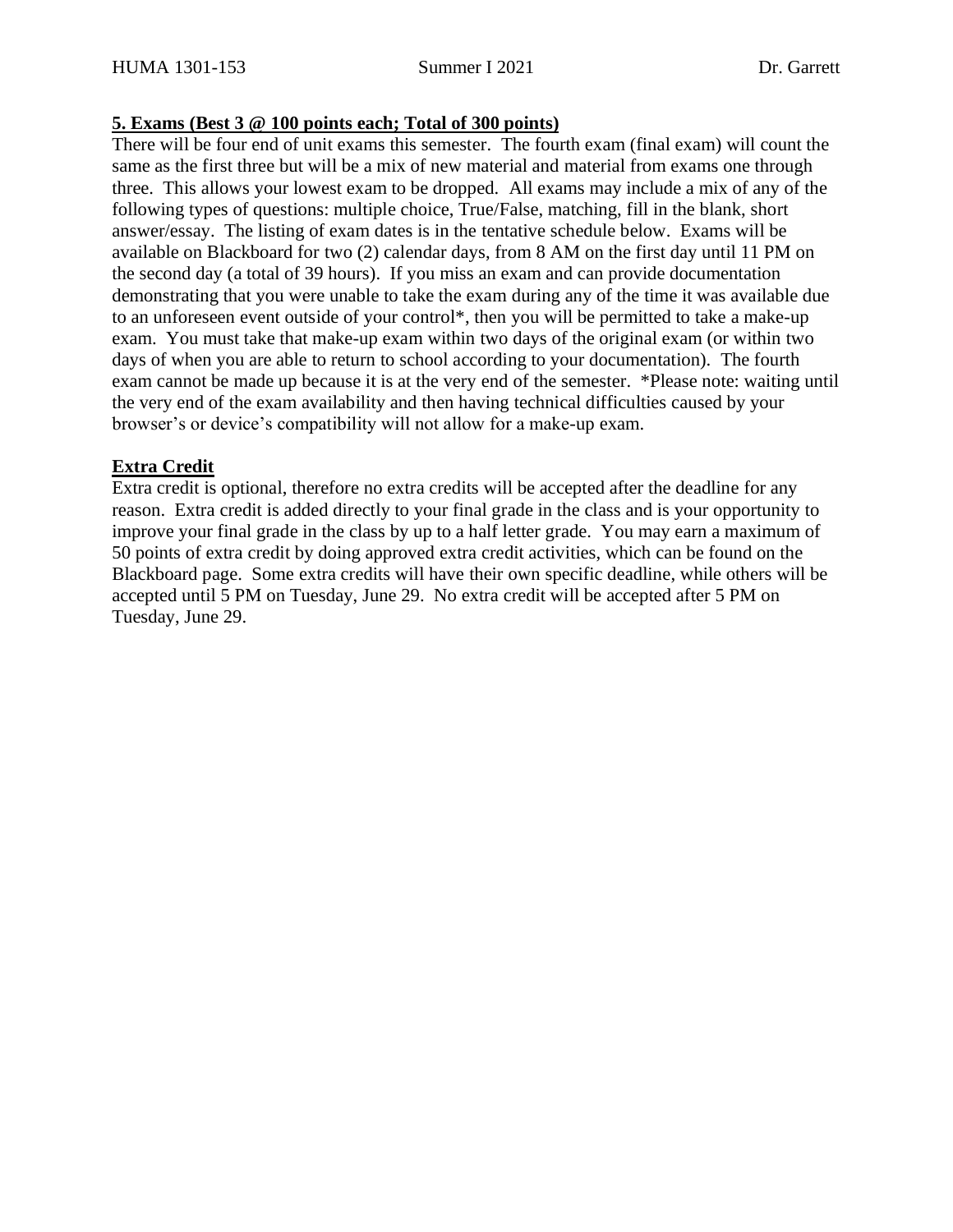**5. Exams (Best 3 @ 100 points each; Total of 300 points)**

There will be four end of unit exams this semester. The fourth exam (final exam) will count the same as the first three but will be a mix of new material and material from exams one through three. This allows your lowest exam to be dropped. All exams may include a mix of any of the following types of questions: multiple choice, True/False, matching, fill in the blank, short answer/essay. The listing of exam dates is in the tentative schedule below. Exams will be available on Blackboard for two (2) calendar days, from 8 AM on the first day until 11 PM on the second day (a total of 39 hours). If you miss an exam and can provide documentation demonstrating that you were unable to take the exam during any of the time it was available due to an unforeseen event outside of your control*, then you will be permitted to take a make-up exam. You must take that make-up exam within two days of the original exam (or within two days of when you are able to return to school according to your documentation). The fourth exam cannot be made up because it is at the very end of the semester. *Please note: waiting until the very end of the exam availability and then having technical difficulties caused by your browser's or device's compatibility will not allow for a make-up exam.

**Extra Credit**

Extra credit is optional, therefore no extra credits will be accepted after the deadline for any reason. Extra credit is added directly to your final grade in the class and is your opportunity to improve your final grade in the class by up to a half letter grade. You may earn a maximum of 50 points of extra credit by doing approved extra credit activities, which can be found on the Blackboard page. Some extra credits will have their own specific deadline, while others will be accepted until 5 PM on Tuesday, June 29. No extra credit will be accepted after 5 PM on Tuesday, June 29.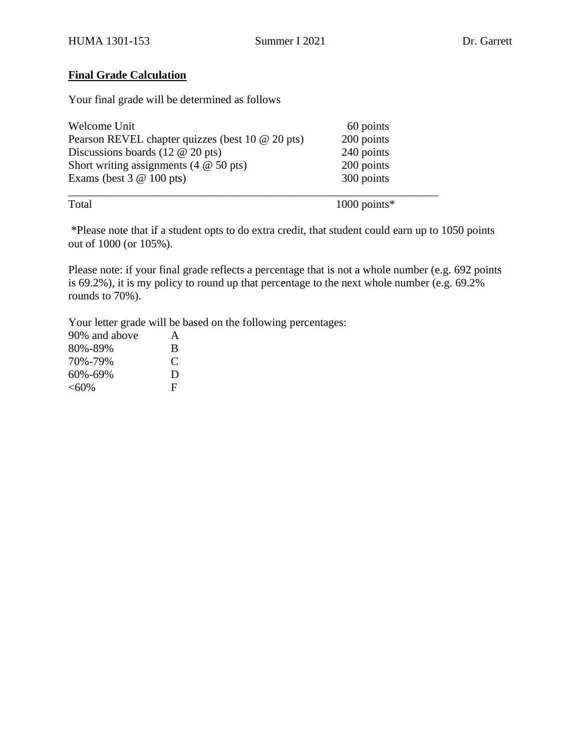**Final Grade Calculation**

Your final grade will be determined as follows

| | |
|---|---|
| Welcome Unit | 60 points |
| Pearson REVEL chapter quizzes (best 10 @ 20 pts) | 200 points |
| Discussions boards (12 @ 20 pts) | 240 points |
| Short writing assignments (4 @ 50 pts) | 200 points |
| Exams (best 3 @ 100 pts) | 300 points |
| Total | 1000 points* |

*Please note that if a student opts to do extra credit, that student could earn up to 1050 points out of 1000 (or 105%).

Please note: if your final grade reflects a percentage that is not a whole number (e.g. 692 points is 69.2%), it is my policy to round up that percentage to the next whole number (e.g. 69.2% rounds to 70%).

Your letter grade will be based on the following percentages:

| | |
|---|---|
| 90% and above | A |
| 80%-89% | B |
| 70%-79% | C |
| 60%-69% | D |
| <60% | F |